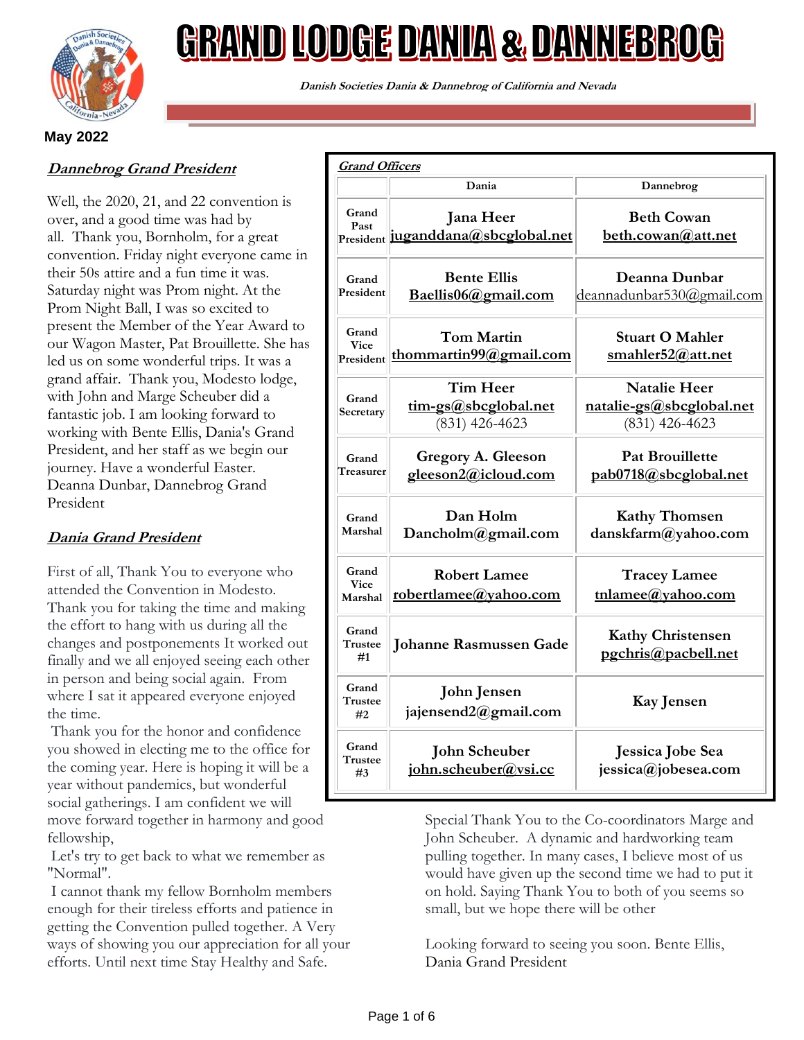# GRAND LODGE DANIA & DANNEBROG

***Danish Societies Dania & Dannebrog of California and Nevada***

**May 2022**

## *Dannebrog Grand President*

Well, the 2020, 21, and 22 convention is over, and a good time was had by all. Thank you, Bornholm, for a great convention. Friday night everyone came in their 50s attire and a fun time it was. Saturday night was Prom night. At the Prom Night Ball, I was so excited to present the Member of the Year Award to our Wagon Master, Pat Brouillette. She has led us on some wonderful trips. It was a grand affair. Thank you, Modesto lodge, with John and Marge Scheuber did a fantastic job. I am looking forward to working with Bente Ellis, Dania's Grand President, and her staff as we begin our journey. Have a wonderful Easter. Deanna Dunbar, Dannebrog Grand President

## *Dania Grand President*

First of all, Thank You to everyone who attended the Convention in Modesto. Thank you for taking the time and making the effort to hang with us during all the changes and postponements It worked out finally and we all enjoyed seeing each other in person and being social again. From where I sat it appeared everyone enjoyed the time.

Thank you for the honor and confidence you showed in electing me to the office for the coming year. Here is hoping it will be a year without pandemics, but wonderful social gatherings. I am confident we will move forward together in harmony and good fellowship,

Let's try to get back to what we remember as "Normal".

I cannot thank my fellow Bornholm members enough for their tireless efforts and patience in getting the Convention pulled together. A Very

Special Thank You to the Co-coordinators Marge and John Scheuber. A dynamic and hardworking team pulling together. In many cases, I believe most of us would have given up the second time we had to put it on hold. Saying Thank You to both of you seems so small, but we hope there will be other ways of showing you our appreciation for all your efforts. Until next time Stay Healthy and Safe.

Looking forward to seeing you soon. Bente Ellis, Dania Grand President

### *Grand Officers*

| | Dania | Dannebrog |
|---|---|---|
| Grand Past President | Jana Heer juganddana@sbcglobal.net | Beth Cowan beth.cowan@att.net |
| Grand President | Bente Ellis Baellis06@gmail.com | Deanna Dunbar deannadunbar530@gmail.com |
| Grand Vice President | Tom Martin thommartin99@gmail.com | Stuart O Mahler smahler52@att.net |
| Grand Secretary | Tim Heer tim-gs@sbcglobal.net (831) 426-4623 | Natalie Heer natalie-gs@sbcglobal.net (831) 426-4623 |
| Grand Treasurer | Gregory A. Gleeson gleeson2@icloud.com | Pat Brouillette pab0718@sbcglobal.net |
| Grand Marshal | Dan Holm Dancholm@gmail.com | Kathy Thomsen danskfarm@yahoo.com |
| Grand Vice Marshal | Robert Lamee robertlamee@yahoo.com | Tracey Lamee tnlamee@yahoo.com |
| Grand Trustee #1 | Johanne Rasmussen Gade | Kathy Christensen pgchris@pacbell.net |
| Grand Trustee #2 | John Jensen jajensend2@gmail.com | Kay Jensen |
| Grand Trustee #3 | John Scheuber john.scheuber@vsi.cc | Jessica Jobe Sea jessica@jobesea.com |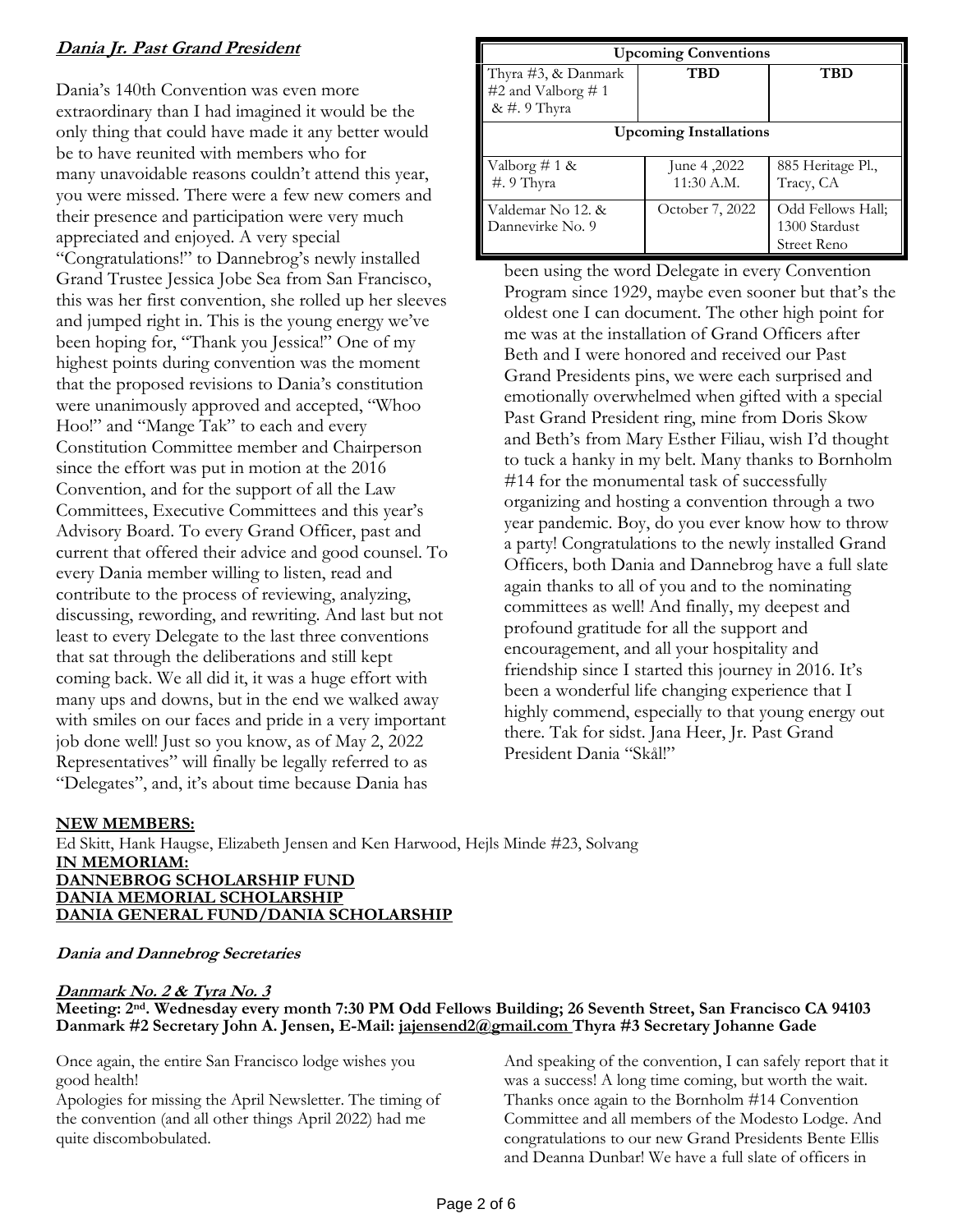## ***Dania Jr. Past Grand President***

Dania's 140th Convention was even more extraordinary than I had imagined it would be the only thing that could have made it any better would be to have reunited with members who for many unavoidable reasons couldn't attend this year, you were missed. There were a few new comers and their presence and participation were very much appreciated and enjoyed. A very special "Congratulations!" to Dannebrog's newly installed Grand Trustee Jessica Jobe Sea from San Francisco, this was her first convention, she rolled up her sleeves and jumped right in. This is the young energy we've been hoping for, "Thank you Jessica!" One of my highest points during convention was the moment that the proposed revisions to Dania's constitution were unanimously approved and accepted, "Whoo Hoo!" and "Mange Tak" to each and every Constitution Committee member and Chairperson since the effort was put in motion at the 2016 Convention, and for the support of all the Law Committees, Executive Committees and this year's Advisory Board. To every Grand Officer, past and current that offered their advice and good counsel. To every Dania member willing to listen, read and contribute to the process of reviewing, analyzing, discussing, rewording, and rewriting. And last but not least to every Delegate to the last three conventions that sat through the deliberations and still kept coming back. We all did it, it was a huge effort with many ups and downs, but in the end we walked away with smiles on our faces and pride in a very important job done well! Just so you know, as of May 2, 2022 Representatives" will finally be legally referred to as "Delegates", and, it's about time because Dania has been using the word Delegate in every Convention Program since 1929, maybe even sooner but that's the oldest one I can document. The other high point for me was at the installation of Grand Officers after Beth and I were honored and received our Past Grand Presidents pins, we were each surprised and emotionally overwhelmed when gifted with a special Past Grand President ring, mine from Doris Skow and Beth's from Mary Esther Filiau, wish I'd thought to tuck a hanky in my belt. Many thanks to Bornholm #14 for the monumental task of successfully organizing and hosting a convention through a two year pandemic. Boy, do you ever know how to throw a party! Congratulations to the newly installed Grand Officers, both Dania and Dannebrog have a full slate again thanks to all of you and to the nominating committees as well! And finally, my deepest and profound gratitude for all the support and encouragement, and all your hospitality and friendship since I started this journey in 2016. It's been a wonderful life changing experience that I highly commend, especially to that young energy out there. Tak for sidst. Jana Heer, Jr. Past Grand President Dania "Skål!"

| **Upcoming Conventions** | | |
|---|---|---|
| Thyra #3, & Danmark #2 and Valborg # 1 & #. 9 Thyra | **TBD** | **TBD** |
| **Upcoming Installations** | | |
| Valborg # 1 & #. 9 Thyra | June 4 ,2022 11:30 A.M. | 885 Heritage Pl., Tracy, CA |
| Valdemar No 12. & Dannevirke No. 9 | October 7, 2022 | Odd Fellows Hall; 1300 Stardust Street Reno |

**NEW MEMBERS:**

Ed Skitt, Hank Haugse, Elizabeth Jensen and Ken Harwood, Hejls Minde #23, Solvang

**IN MEMORIAM:**

**DANNEBROG SCHOLARSHIP FUND**

**DANIA MEMORIAL SCHOLARSHIP**

**DANIA GENERAL FUND/DANIA SCHOLARSHIP**

### ***Dania and Dannebrog Secretaries***

#### ***Danmark No. 2 & Tyra No. 3***

**Meeting: 2nd. Wednesday every month 7:30 PM Odd Fellows Building; 26 Seventh Street, San Francisco CA 94103**
**Danmark #2 Secretary John A. Jensen, E-Mail: jajensend2@gmail.com Thyra #3 Secretary Johanne Gade**

Once again, the entire San Francisco lodge wishes you good health!

Apologies for missing the April Newsletter. The timing of the convention (and all other things April 2022) had me quite discombobulated.

And speaking of the convention, I can safely report that it was a success! A long time coming, but worth the wait. Thanks once again to the Bornholm #14 Convention Committee and all members of the Modesto Lodge. And congratulations to our new Grand Presidents Bente Ellis and Deanna Dunbar! We have a full slate of officers in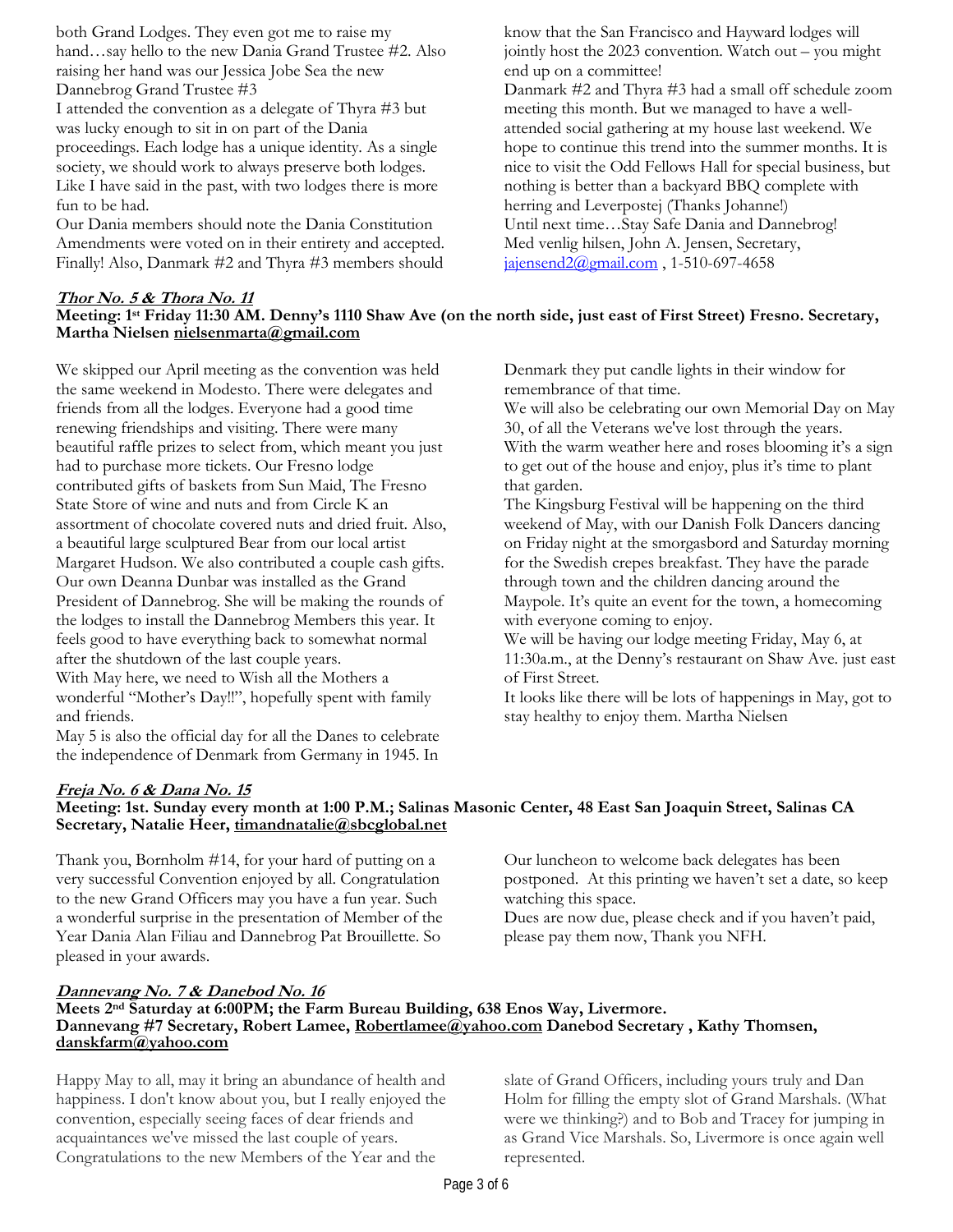both Grand Lodges. They even got me to raise my hand…say hello to the new Dania Grand Trustee #2. Also raising her hand was our Jessica Jobe Sea the new Dannebrog Grand Trustee #3

I attended the convention as a delegate of Thyra #3 but was lucky enough to sit in on part of the Dania proceedings. Each lodge has a unique identity. As a single society, we should work to always preserve both lodges. Like I have said in the past, with two lodges there is more fun to be had.

Our Dania members should note the Dania Constitution Amendments were voted on in their entirety and accepted. Finally! Also, Danmark #2 and Thyra #3 members should know that the San Francisco and Hayward lodges will jointly host the 2023 convention. Watch out – you might end up on a committee!

Danmark #2 and Thyra #3 had a small off schedule zoom meeting this month. But we managed to have a well-attended social gathering at my house last weekend. We hope to continue this trend into the summer months. It is nice to visit the Odd Fellows Hall for special business, but nothing is better than a backyard BBQ complete with herring and Leverpostej (Thanks Johanne!)

Until next time…Stay Safe Dania and Dannebrog!

Med venlig hilsen, John A. Jensen, Secretary, jajensend2@gmail.com , 1-510-697-4658

## Thor No. 5 & Thora No. 11

**Meeting: 1st Friday 11:30 AM. Denny's 1110 Shaw Ave (on the north side, just east of First Street) Fresno. Secretary, Martha Nielsen nielsenmarta@gmail.com**

We skipped our April meeting as the convention was held the same weekend in Modesto. There were delegates and friends from all the lodges. Everyone had a good time renewing friendships and visiting. There were many beautiful raffle prizes to select from, which meant you just had to purchase more tickets. Our Fresno lodge contributed gifts of baskets from Sun Maid, The Fresno State Store of wine and nuts and from Circle K an assortment of chocolate covered nuts and dried fruit. Also, a beautiful large sculptured Bear from our local artist Margaret Hudson. We also contributed a couple cash gifts. Our own Deanna Dunbar was installed as the Grand President of Dannebrog. She will be making the rounds of the lodges to install the Dannebrog Members this year. It feels good to have everything back to somewhat normal after the shutdown of the last couple years.

With May here, we need to Wish all the Mothers a wonderful "Mother's Day!!", hopefully spent with family and friends.

May 5 is also the official day for all the Danes to celebrate the independence of Denmark from Germany in 1945. In Denmark they put candle lights in their window for remembrance of that time.

We will also be celebrating our own Memorial Day on May 30, of all the Veterans we've lost through the years.

With the warm weather here and roses blooming it's a sign to get out of the house and enjoy, plus it's time to plant that garden.

The Kingsburg Festival will be happening on the third weekend of May, with our Danish Folk Dancers dancing on Friday night at the smorgasbord and Saturday morning for the Swedish crepes breakfast. They have the parade through town and the children dancing around the Maypole. It's quite an event for the town, a homecoming with everyone coming to enjoy.

We will be having our lodge meeting Friday, May 6, at 11:30a.m., at the Denny's restaurant on Shaw Ave. just east of First Street.

It looks like there will be lots of happenings in May, got to stay healthy to enjoy them. Martha Nielsen

## Freja No. 6 & Dana No. 15

**Meeting: 1st. Sunday every month at 1:00 P.M.; Salinas Masonic Center, 48 East San Joaquin Street, Salinas CA Secretary, Natalie Heer, timandnatalie@sbcglobal.net**

Thank you, Bornholm #14, for your hard of putting on a very successful Convention enjoyed by all. Congratulation to the new Grand Officers may you have a fun year. Such a wonderful surprise in the presentation of Member of the Year Dania Alan Filiau and Dannebrog Pat Brouillette. So pleased in your awards.

Our luncheon to welcome back delegates has been postponed. At this printing we haven't set a date, so keep watching this space.

Dues are now due, please check and if you haven't paid, please pay them now, Thank you NFH.

## Dannevang No. 7 & Danebod No. 16

**Meets 2nd Saturday at 6:00PM; the Farm Bureau Building, 638 Enos Way, Livermore. Dannevang #7 Secretary, Robert Lamee, Robertlamee@yahoo.com Danebod Secretary , Kathy Thomsen, danskfarm@yahoo.com**

Happy May to all, may it bring an abundance of health and happiness. I don't know about you, but I really enjoyed the convention, especially seeing faces of dear friends and acquaintances we've missed the last couple of years. Congratulations to the new Members of the Year and the slate of Grand Officers, including yours truly and Dan Holm for filling the empty slot of Grand Marshals. (What were we thinking?) and to Bob and Tracey for jumping in as Grand Vice Marshals. So, Livermore is once again well represented.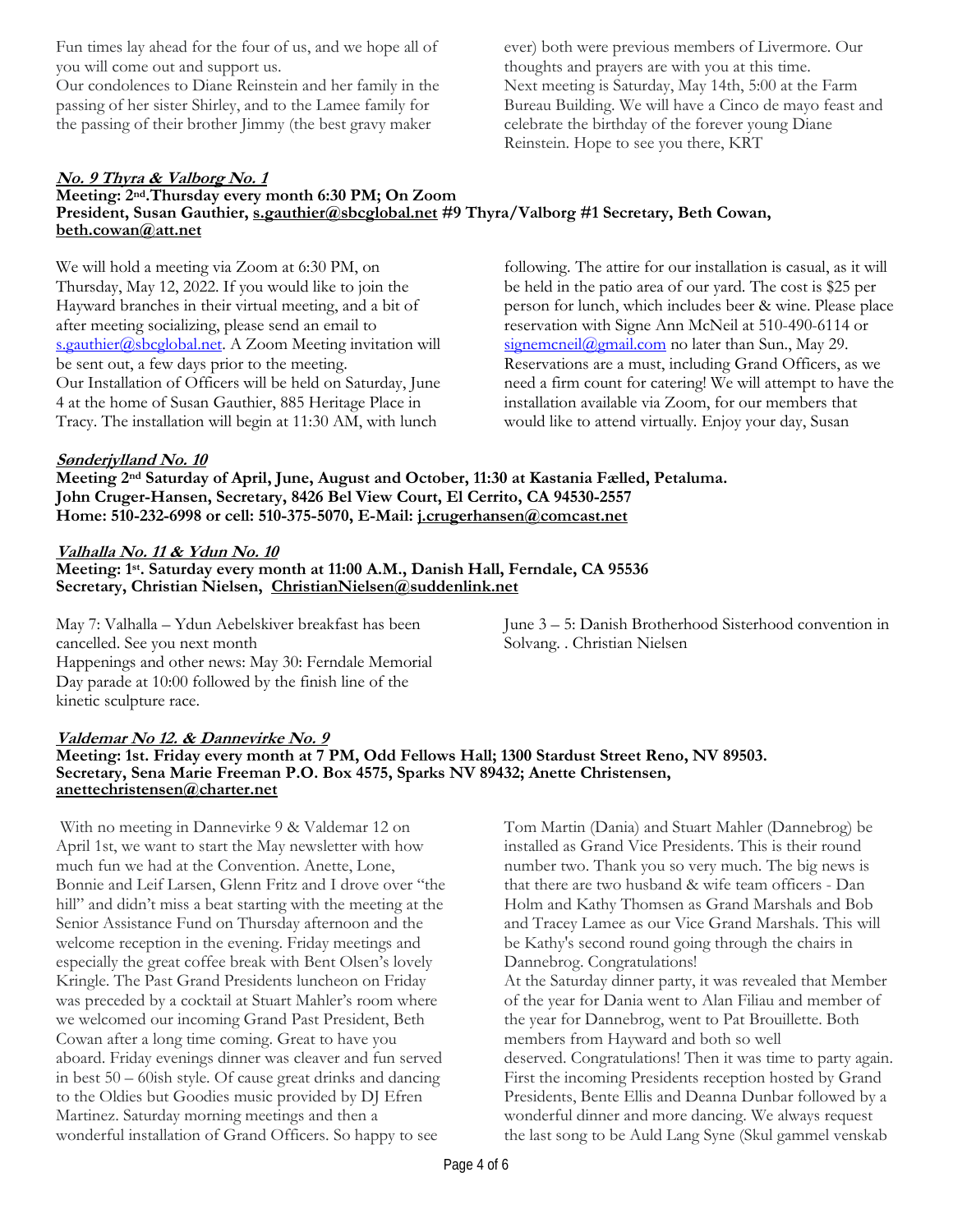Fun times lay ahead for the four of us, and we hope all of you will come out and support us.

Our condolences to Diane Reinstein and her family in the passing of her sister Shirley, and to the Lamee family for the passing of their brother Jimmy (the best gravy maker ever) both were previous members of Livermore. Our thoughts and prayers are with you at this time.

Next meeting is Saturday, May 14th, 5:00 at the Farm Bureau Building. We will have a Cinco de mayo feast and celebrate the birthday of the forever young Diane Reinstein. Hope to see you there, KRT

### No. 9 Thyra & Valborg No. 1

**Meeting: 2nd Thursday every month 6:30 PM; On Zoom**
**President, Susan Gauthier, s.gauthier@sbcglobal.net #9 Thyra/Valborg #1 Secretary, Beth Cowan, beth.cowan@att.net**

We will hold a meeting via Zoom at 6:30 PM, on Thursday, May 12, 2022. If you would like to join the Hayward branches in their virtual meeting, and a bit of after meeting socializing, please send an email to s.gauthier@sbcglobal.net. A Zoom Meeting invitation will be sent out, a few days prior to the meeting.

Our Installation of Officers will be held on Saturday, June 4 at the home of Susan Gauthier, 885 Heritage Place in Tracy. The installation will begin at 11:30 AM, with lunch following. The attire for our installation is casual, as it will be held in the patio area of our yard. The cost is $25 per person for lunch, which includes beer & wine. Please place reservation with Signe Ann McNeil at 510-490-6114 or signemcneil@gmail.com no later than Sun., May 29. Reservations are a must, including Grand Officers, as we need a firm count for catering! We will attempt to have the installation available via Zoom, for our members that would like to attend virtually. Enjoy your day, Susan

### Sønderjylland No. 10

**Meeting 2nd Saturday of April, June, August and October, 11:30 at Kastania Fælled, Petaluma.**
**John Cruger-Hansen, Secretary, 8426 Bel View Court, El Cerrito, CA 94530-2557**
**Home: 510-232-6998 or cell: 510-375-5070, E-Mail: j.crugerhansen@comcast.net**

### Valhalla No. 11 & Ydun No. 10

**Meeting: 1st. Saturday every month at 11:00 A.M., Danish Hall, Ferndale, CA 95536**
**Secretary, Christian Nielsen, ChristianNielsen@suddenlink.net**

May 7: Valhalla – Ydun Aebelskiver breakfast has been cancelled. See you next month

Happenings and other news: May 30: Ferndale Memorial Day parade at 10:00 followed by the finish line of the kinetic sculpture race.

June 3 – 5: Danish Brotherhood Sisterhood convention in Solvang. . Christian Nielsen

### Valdemar No 12. & Dannevirke No. 9

**Meeting: 1st. Friday every month at 7 PM, Odd Fellows Hall; 1300 Stardust Street Reno, NV 89503.**
**Secretary, Sena Marie Freeman P.O. Box 4575, Sparks NV 89432; Anette Christensen, anettechristensen@charter.net**

With no meeting in Dannevirke 9 & Valdemar 12 on April 1st, we want to start the May newsletter with how much fun we had at the Convention. Anette, Lone, Bonnie and Leif Larsen, Glenn Fritz and I drove over "the hill" and didn't miss a beat starting with the meeting at the Senior Assistance Fund on Thursday afternoon and the welcome reception in the evening. Friday meetings and especially the great coffee break with Bent Olsen's lovely Kringle. The Past Grand Presidents luncheon on Friday was preceded by a cocktail at Stuart Mahler's room where we welcomed our incoming Grand Past President, Beth Cowan after a long time coming. Great to have you aboard. Friday evenings dinner was cleaver and fun served in best 50 – 60ish style. Of cause great drinks and dancing to the Oldies but Goodies music provided by DJ Efren Martinez. Saturday morning meetings and then a wonderful installation of Grand Officers. So happy to see Tom Martin (Dania) and Stuart Mahler (Dannebrog) be installed as Grand Vice Presidents. This is their round number two. Thank you so very much. The big news is that there are two husband & wife team officers - Dan Holm and Kathy Thomsen as Grand Marshals and Bob and Tracey Lamee as our Vice Grand Marshals. This will be Kathy's second round going through the chairs in Dannebrog. Congratulations!

At the Saturday dinner party, it was revealed that Member of the year for Dania went to Alan Filiau and member of the year for Dannebrog, went to Pat Brouillette. Both members from Hayward and both so well deserved. Congratulations! Then it was time to party again. First the incoming Presidents reception hosted by Grand Presidents, Bente Ellis and Deanna Dunbar followed by a wonderful dinner and more dancing. We always request the last song to be Auld Lang Syne (Skul gammel venskab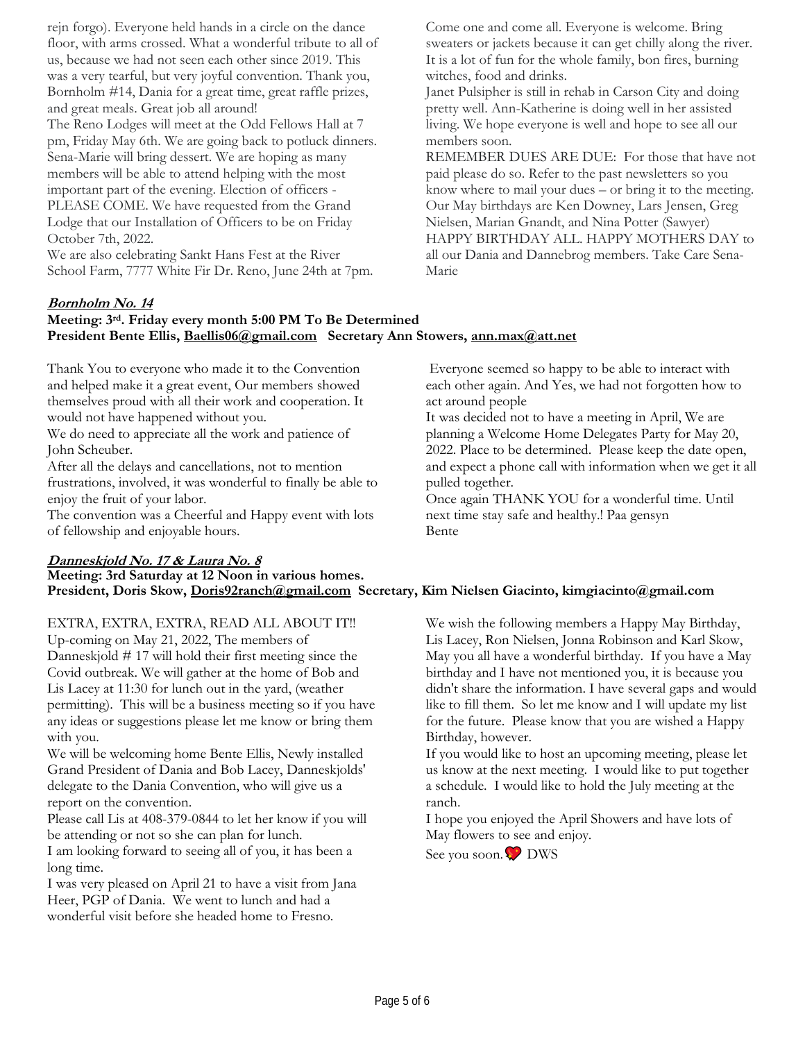rejn forgo). Everyone held hands in a circle on the dance floor, with arms crossed. What a wonderful tribute to all of us, because we had not seen each other since 2019. This was a very tearful, but very joyful convention. Thank you, Bornholm #14, Dania for a great time, great raffle prizes, and great meals. Great job all around!

The Reno Lodges will meet at the Odd Fellows Hall at 7 pm, Friday May 6th. We are going back to potluck dinners. Sena-Marie will bring dessert. We are hoping as many members will be able to attend helping with the most important part of the evening. Election of officers - PLEASE COME. We have requested from the Grand Lodge that our Installation of Officers to be on Friday October 7th, 2022.

We are also celebrating Sankt Hans Fest at the River School Farm, 7777 White Fir Dr. Reno, June 24th at 7pm. Come one and come all. Everyone is welcome. Bring sweaters or jackets because it can get chilly along the river. It is a lot of fun for the whole family, bon fires, burning witches, food and drinks.

Janet Pulsipher is still in rehab in Carson City and doing pretty well. Ann-Katherine is doing well in her assisted living. We hope everyone is well and hope to see all our members soon.

REMEMBER DUES ARE DUE: For those that have not paid please do so. Refer to the past newsletters so you know where to mail your dues – or bring it to the meeting.

Our May birthdays are Ken Downey, Lars Jensen, Greg Nielsen, Marian Gnandt, and Nina Potter (Sawyer)

HAPPY BIRTHDAY ALL. HAPPY MOTHERS DAY to all our Dania and Dannebrog members. Take Care Sena-Marie

## Bornholm No. 14

**Meeting: 3rd. Friday every month 5:00 PM To Be Determined**
**President Bente Ellis, Baellis06@gmail.com Secretary Ann Stowers, ann.max@att.net**

Thank You to everyone who made it to the Convention and helped make it a great event, Our members showed themselves proud with all their work and cooperation. It would not have happened without you.

We do need to appreciate all the work and patience of John Scheuber.

After all the delays and cancellations, not to mention frustrations, involved, it was wonderful to finally be able to enjoy the fruit of your labor.

The convention was a Cheerful and Happy event with lots of fellowship and enjoyable hours.

Everyone seemed so happy to be able to interact with each other again. And Yes, we had not forgotten how to act around people

It was decided not to have a meeting in April, We are planning a Welcome Home Delegates Party for May 20, 2022. Place to be determined. Please keep the date open, and expect a phone call with information when we get it all pulled together.

Once again THANK YOU for a wonderful time. Until next time stay safe and healthy.! Paa gensyn
Bente

## Danneskjold No. 17 & Laura No. 8

**Meeting: 3rd Saturday at 12 Noon in various homes.**
**President, Doris Skow, Doris92ranch@gmail.com Secretary, Kim Nielsen Giacinto, kimgiacinto@gmail.com**

EXTRA, EXTRA, EXTRA, READ ALL ABOUT IT!! Up-coming on May 21, 2022, The members of Danneskjold # 17 will hold their first meeting since the Covid outbreak. We will gather at the home of Bob and Lis Lacey at 11:30 for lunch out in the yard, (weather permitting). This will be a business meeting so if you have any ideas or suggestions please let me know or bring them with you.

We will be welcoming home Bente Ellis, Newly installed Grand President of Dania and Bob Lacey, Danneskjolds' delegate to the Dania Convention, who will give us a report on the convention.

Please call Lis at 408-379-0844 to let her know if you will be attending or not so she can plan for lunch.

I am looking forward to seeing all of you, it has been a long time.

I was very pleased on April 21 to have a visit from Jana Heer, PGP of Dania. We went to lunch and had a wonderful visit before she headed home to Fresno.

We wish the following members a Happy May Birthday, Lis Lacey, Ron Nielsen, Jonna Robinson and Karl Skow, May you all have a wonderful birthday. If you have a May birthday and I have not mentioned you, it is because you didn't share the information. I have several gaps and would like to fill them. So let me know and I will update my list for the future. Please know that you are wished a Happy Birthday, however.

If you would like to host an upcoming meeting, please let us know at the next meeting. I would like to put together a schedule. I would like to hold the July meeting at the ranch.

I hope you enjoyed the April Showers and have lots of May flowers to see and enjoy.

See you soon. 💖 DWS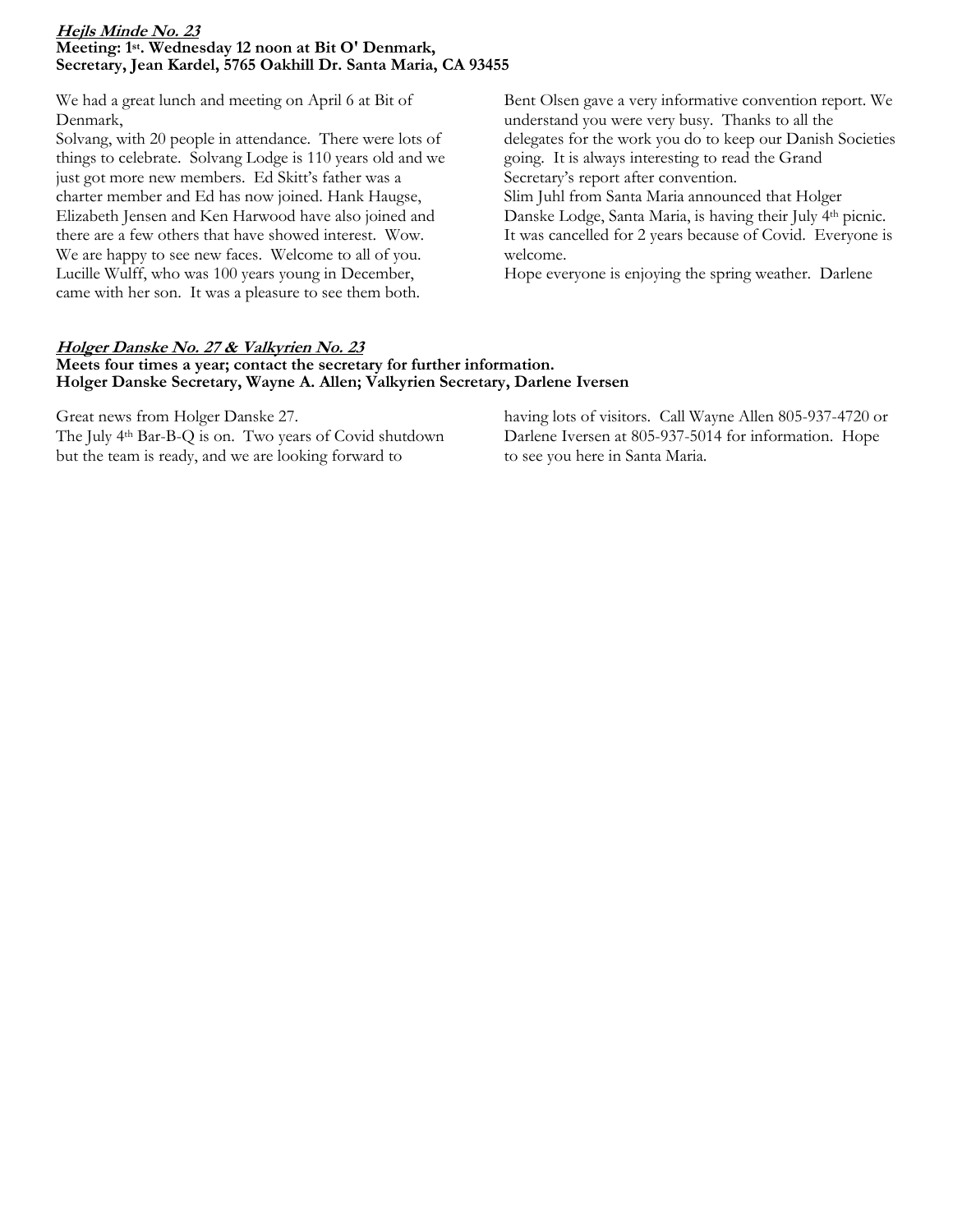## ***Hejls Minde No. 23***

**Meeting: 1st. Wednesday 12 noon at Bit O' Denmark,**
**Secretary, Jean Kardel, 5765 Oakhill Dr. Santa Maria, CA 93455**

We had a great lunch and meeting on April 6 at Bit of Denmark,
Solvang, with 20 people in attendance. There were lots of things to celebrate. Solvang Lodge is 110 years old and we just got more new members. Ed Skitt's father was a charter member and Ed has now joined. Hank Haugse, Elizabeth Jensen and Ken Harwood have also joined and there are a few others that have showed interest. Wow. We are happy to see new faces. Welcome to all of you. Lucille Wulff, who was 100 years young in December, came with her son. It was a pleasure to see them both.

Bent Olsen gave a very informative convention report. We understand you were very busy. Thanks to all the delegates for the work you do to keep our Danish Societies going. It is always interesting to read the Grand Secretary's report after convention.
Slim Juhl from Santa Maria announced that Holger Danske Lodge, Santa Maria, is having their July 4th picnic. It was cancelled for 2 years because of Covid. Everyone is welcome.
Hope everyone is enjoying the spring weather. Darlene

## ***Holger Danske No. 27 & Valkyrien No. 23***

**Meets four times a year; contact the secretary for further information.**
**Holger Danske Secretary, Wayne A. Allen; Valkyrien Secretary, Darlene Iversen**

Great news from Holger Danske 27.
The July 4th Bar-B-Q is on. Two years of Covid shutdown but the team is ready, and we are looking forward to having lots of visitors. Call Wayne Allen 805-937-4720 or Darlene Iversen at 805-937-5014 for information. Hope to see you here in Santa Maria.